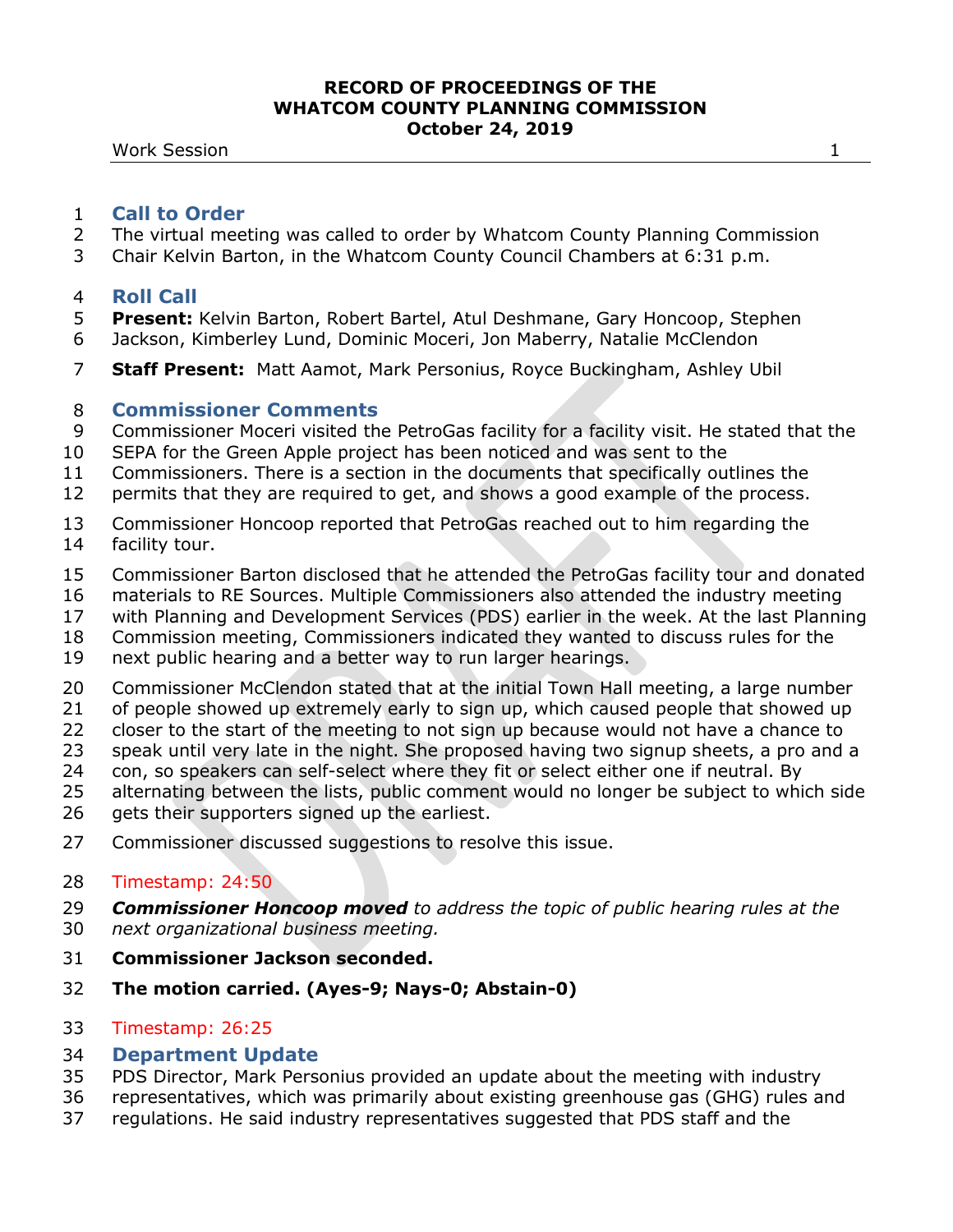# RECORD OF PROCEEDINGS OF THE WHATCOM COUNTY PLANNING COMMISSION
## October 24, 2019

Work Session

## Call to Order

The virtual meeting was called to order by Whatcom County Planning Commission Chair Kelvin Barton, in the Whatcom County Council Chambers at 6:31 p.m.

## Roll Call

**Present:** Kelvin Barton, Robert Bartel, Atul Deshmane, Gary Honcoop, Stephen Jackson, Kimberley Lund, Dominic Moceri, Jon Maberry, Natalie McClendon

**Staff Present:** Matt Aamot, Mark Personius, Royce Buckingham, Ashley Ubil

## Commissioner Comments

Commissioner Moceri visited the PetroGas facility for a facility visit. He stated that the SEPA for the Green Apple project has been noticed and was sent to the Commissioners. There is a section in the documents that specifically outlines the permits that they are required to get, and shows a good example of the process.

Commissioner Honcoop reported that PetroGas reached out to him regarding the facility tour.

Commissioner Barton disclosed that he attended the PetroGas facility tour and donated materials to RE Sources. Multiple Commissioners also attended the industry meeting with Planning and Development Services (PDS) earlier in the week. At the last Planning Commission meeting, Commissioners indicated they wanted to discuss rules for the next public hearing and a better way to run larger hearings.

Commissioner McClendon stated that at the initial Town Hall meeting, a large number of people showed up extremely early to sign up, which caused people that showed up closer to the start of the meeting to not sign up because would not have a chance to speak until very late in the night. She proposed having two signup sheets, a pro and a con, so speakers can self-select where they fit or select either one if neutral. By alternating between the lists, public comment would no longer be subject to which side gets their supporters signed up the earliest.

Commissioner discussed suggestions to resolve this issue.

Timestamp: 24:50

***Commissioner Honcoop moved*** *to address the topic of public hearing rules at the next organizational business meeting.*

**Commissioner Jackson seconded.**

**The motion carried. (Ayes-9; Nays-0; Abstain-0)**

Timestamp: 26:25

## Department Update

PDS Director, Mark Personius provided an update about the meeting with industry representatives, which was primarily about existing greenhouse gas (GHG) rules and regulations. He said industry representatives suggested that PDS staff and the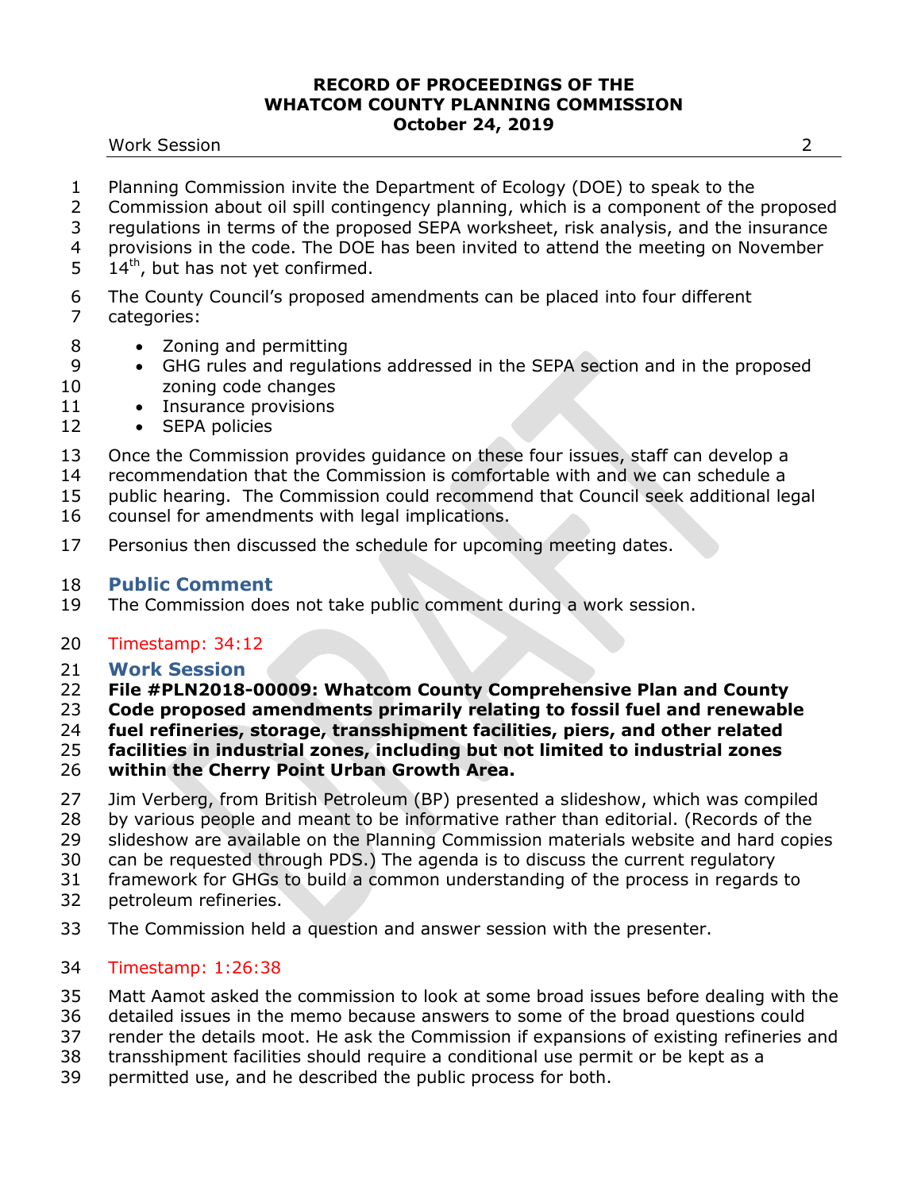Planning Commission invite the Department of Ecology (DOE) to speak to the Commission about oil spill contingency planning, which is a component of the proposed regulations in terms of the proposed SEPA worksheet, risk analysis, and the insurance provisions in the code. The DOE has been invited to attend the meeting on November 14th, but has not yet confirmed.

The County Council's proposed amendments can be placed into four different categories:

- Zoning and permitting
- GHG rules and regulations addressed in the SEPA section and in the proposed zoning code changes
- Insurance provisions
- SEPA policies

Once the Commission provides guidance on these four issues, staff can develop a recommendation that the Commission is comfortable with and we can schedule a public hearing. The Commission could recommend that Council seek additional legal counsel for amendments with legal implications.

Personius then discussed the schedule for upcoming meeting dates.

## Public Comment

The Commission does not take public comment during a work session.

Timestamp: 34:12

## Work Session

**File #PLN2018-00009: Whatcom County Comprehensive Plan and County Code proposed amendments primarily relating to fossil fuel and renewable fuel refineries, storage, transshipment facilities, piers, and other related facilities in industrial zones, including but not limited to industrial zones within the Cherry Point Urban Growth Area.**

Jim Verberg, from British Petroleum (BP) presented a slideshow, which was compiled by various people and meant to be informative rather than editorial. (Records of the slideshow are available on the Planning Commission materials website and hard copies can be requested through PDS.) The agenda is to discuss the current regulatory framework for GHGs to build a common understanding of the process in regards to petroleum refineries.

The Commission held a question and answer session with the presenter.

Timestamp: 1:26:38

Matt Aamot asked the commission to look at some broad issues before dealing with the detailed issues in the memo because answers to some of the broad questions could render the details moot. He ask the Commission if expansions of existing refineries and transshipment facilities should require a conditional use permit or be kept as a permitted use, and he described the public process for both.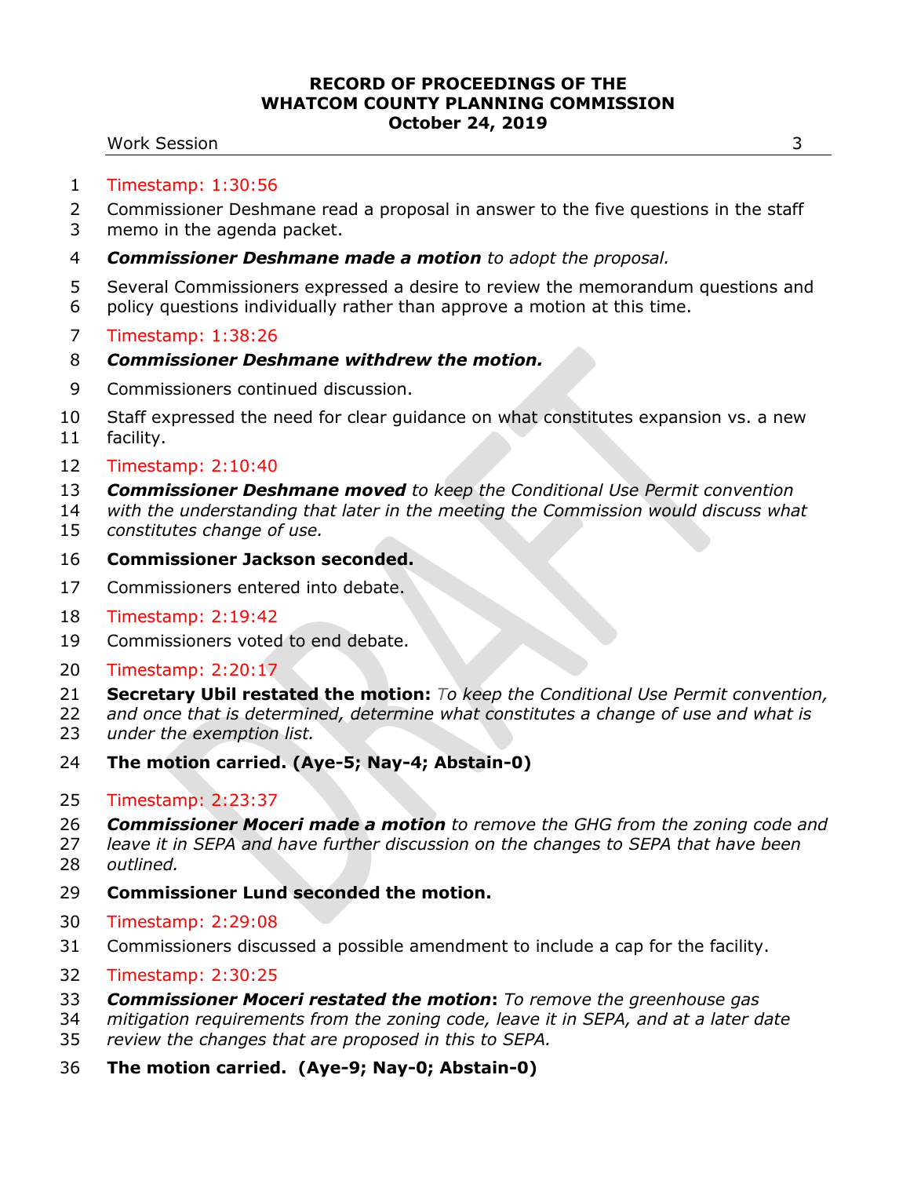Timestamp: 1:30:56

Commissioner Deshmane read a proposal in answer to the five questions in the staff memo in the agenda packet.

***Commissioner Deshmane made a motion*** *to adopt the proposal.*

Several Commissioners expressed a desire to review the memorandum questions and policy questions individually rather than approve a motion at this time.

Timestamp: 1:38:26

***Commissioner Deshmane withdrew the motion.***

Commissioners continued discussion.

Staff expressed the need for clear guidance on what constitutes expansion vs. a new facility.

Timestamp: 2:10:40

***Commissioner Deshmane moved*** *to keep the Conditional Use Permit convention with the understanding that later in the meeting the Commission would discuss what constitutes change of use.*

**Commissioner Jackson seconded.**

Commissioners entered into debate.

Timestamp: 2:19:42

Commissioners voted to end debate.

Timestamp: 2:20:17

**Secretary Ubil restated the motion:** *To keep the Conditional Use Permit convention, and once that is determined, determine what constitutes a change of use and what is under the exemption list.*

**The motion carried. (Aye-5; Nay-4; Abstain-0)**

Timestamp: 2:23:37

***Commissioner Moceri made a motion*** *to remove the GHG from the zoning code and leave it in SEPA and have further discussion on the changes to SEPA that have been outlined.*

**Commissioner Lund seconded the motion.**

Timestamp: 2:29:08

Commissioners discussed a possible amendment to include a cap for the facility.

Timestamp: 2:30:25

***Commissioner Moceri restated the motion*****:** *To remove the greenhouse gas mitigation requirements from the zoning code, leave it in SEPA, and at a later date review the changes that are proposed in this to SEPA.*

**The motion carried. (Aye-9; Nay-0; Abstain-0)**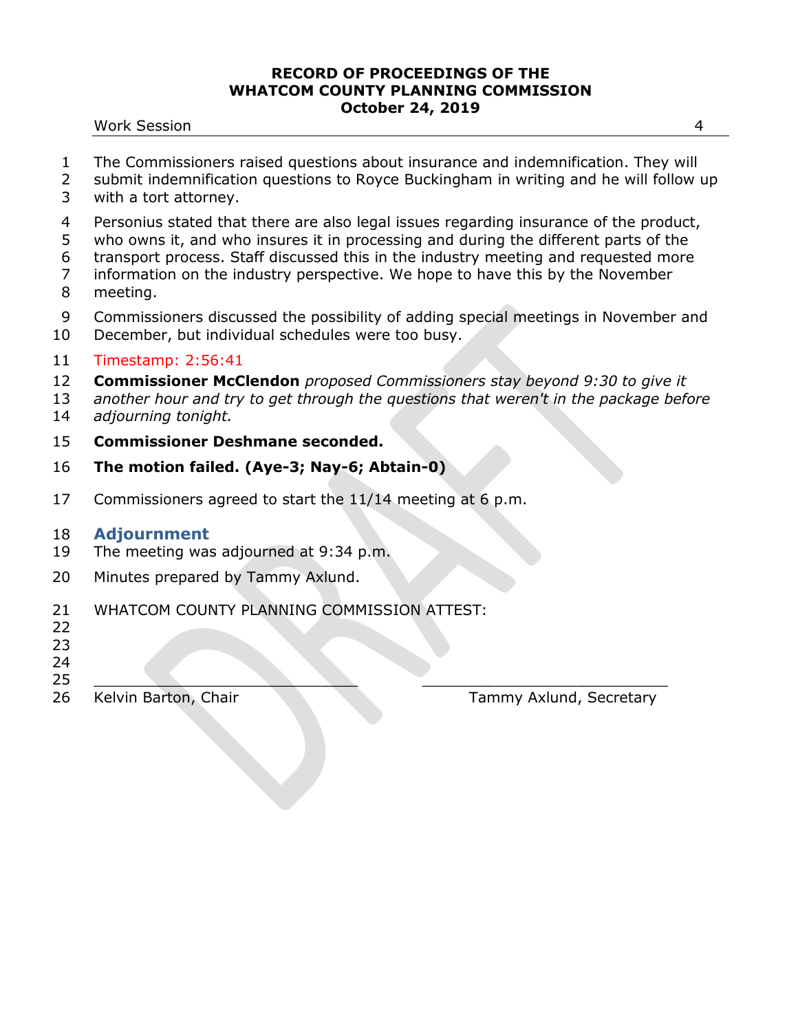The Commissioners raised questions about insurance and indemnification. They will submit indemnification questions to Royce Buckingham in writing and he will follow up with a tort attorney.

Personius stated that there are also legal issues regarding insurance of the product, who owns it, and who insures it in processing and during the different parts of the transport process. Staff discussed this in the industry meeting and requested more information on the industry perspective. We hope to have this by the November meeting.

Commissioners discussed the possibility of adding special meetings in November and December, but individual schedules were too busy.

Timestamp: 2:56:41

**Commissioner McClendon** *proposed Commissioners stay beyond 9:30 to give it another hour and try to get through the questions that weren't in the package before adjourning tonight.*

**Commissioner Deshmane seconded.**

**The motion failed. (Aye-3; Nay-6; Abtain-0)**

Commissioners agreed to start the 11/14 meeting at 6 p.m.

## Adjournment

The meeting was adjourned at 9:34 p.m.

Minutes prepared by Tammy Axlund.

WHATCOM COUNTY PLANNING COMMISSION ATTEST:

\_\_\_\_\_\_\_\_\_\_\_\_\_\_\_\_\_\_\_\_\_\_\_\_\_\_\_\_\_\_ \_\_\_\_\_\_\_\_\_\_\_\_\_\_\_\_\_\_\_\_\_\_\_\_\_\_\_\_\_\_

Kelvin Barton, Chair Tammy Axlund, Secretary